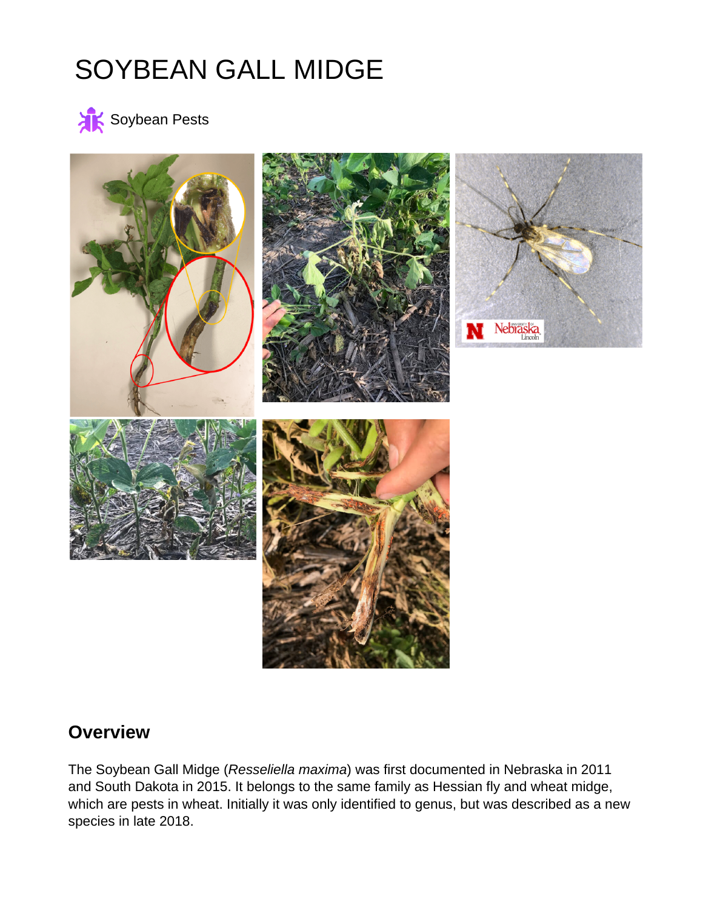# SOYBEAN GALL MIDGE

Soybean Pests

## Overview

The Soybean Gall Midge (*Resseliella maxima*) was first documented in Nebraska in 2011 and South Dakota in 2015. It belongs to the same family as Hessian fly and wheat midge, which are pests in wheat. Initially it was only identified to genus, but was described as a new species in late 2018.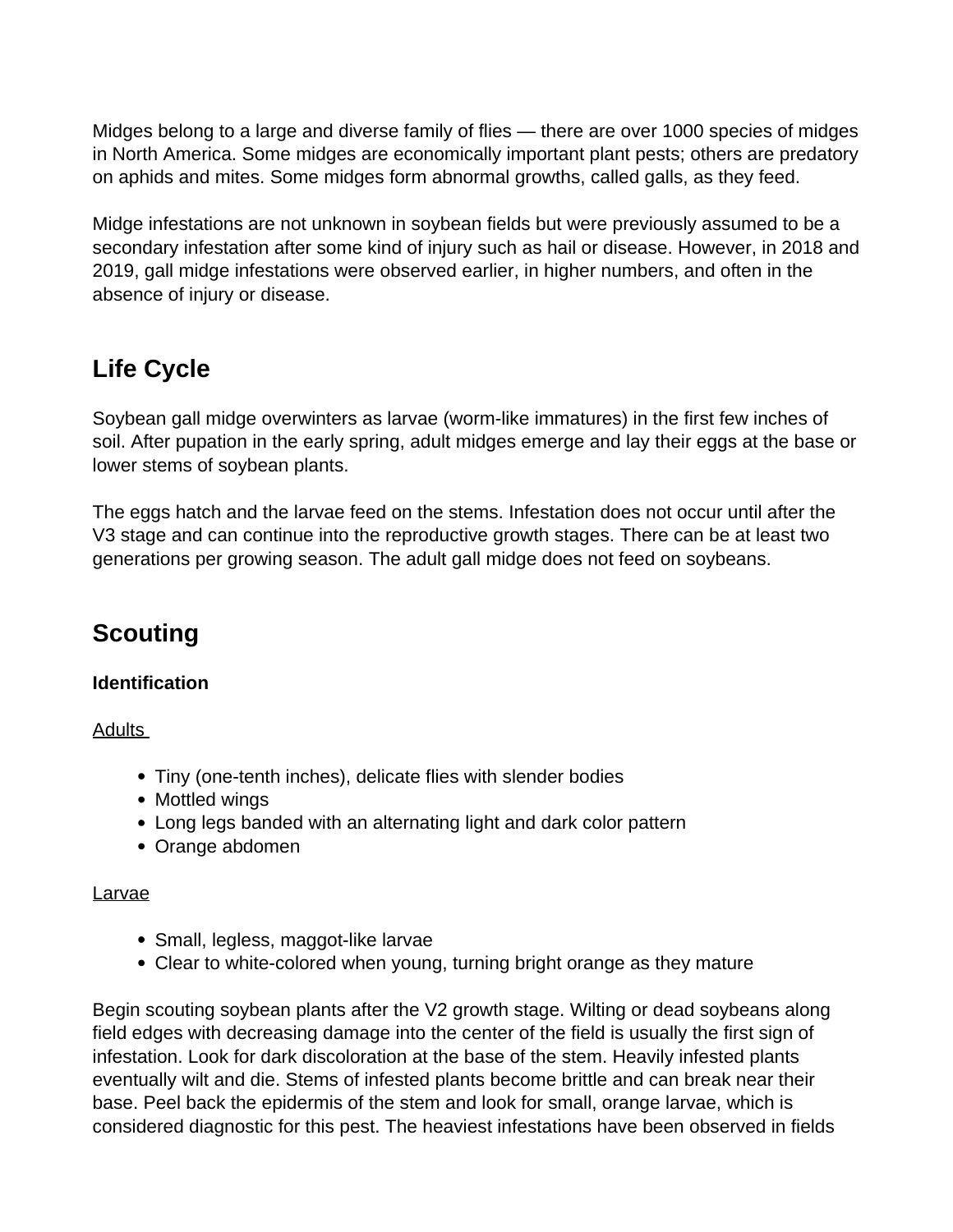Midges belong to a large and diverse family of flies — there are over 1000 species of midges in North America. Some midges are economically important plant pests; others are predatory on aphids and mites. Some midges form abnormal growths, called galls, as they feed.

Midge infestations are not unknown in soybean fields but were previously assumed to be a secondary infestation after some kind of injury such as hail or disease. However, in 2018 and 2019, gall midge infestations were observed earlier, in higher numbers, and often in the absence of injury or disease.

## Life Cycle

Soybean gall midge overwinters as larvae (worm-like immatures) in the first few inches of soil. After pupation in the early spring, adult midges emerge and lay their eggs at the base or lower stems of soybean plants.

The eggs hatch and the larvae feed on the stems. Infestation does not occur until after the V3 stage and can continue into the reproductive growth stages. There can be at least two generations per growing season. The adult gall midge does not feed on soybeans.

## Scouting

### Identification

Adults

- Tiny (one-tenth inches), delicate flies with slender bodies
- Mottled wings
- Long legs banded with an alternating light and dark color pattern
- Orange abdomen

Larvae

- Small, legless, maggot-like larvae
- Clear to white-colored when young, turning bright orange as they mature

Begin scouting soybean plants after the V2 growth stage. Wilting or dead soybeans along field edges with decreasing damage into the center of the field is usually the first sign of infestation. Look for dark discoloration at the base of the stem. Heavily infested plants eventually wilt and die. Stems of infested plants become brittle and can break near their base. Peel back the epidermis of the stem and look for small, orange larvae, which is considered diagnostic for this pest. The heaviest infestations have been observed in fields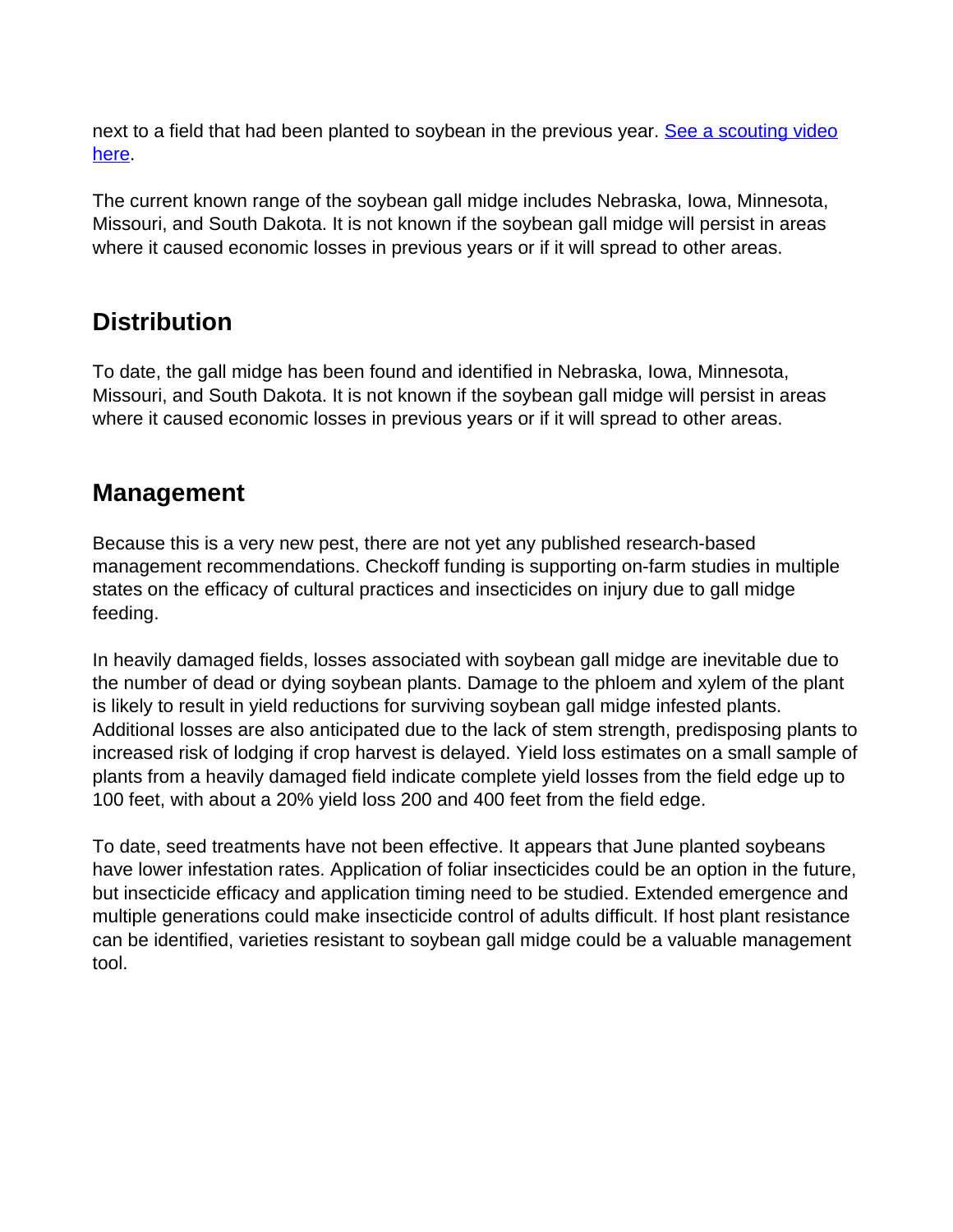next to a field that had been planted to soybean in the previous year. [See a scouting video here](#).

The current known range of the soybean gall midge includes Nebraska, Iowa, Minnesota, Missouri, and South Dakota. It is not known if the soybean gall midge will persist in areas where it caused economic losses in previous years or if it will spread to other areas.

## Distribution

To date, the gall midge has been found and identified in Nebraska, Iowa, Minnesota, Missouri, and South Dakota. It is not known if the soybean gall midge will persist in areas where it caused economic losses in previous years or if it will spread to other areas.

## Management

Because this is a very new pest, there are not yet any published research-based management recommendations. Checkoff funding is supporting on-farm studies in multiple states on the efficacy of cultural practices and insecticides on injury due to gall midge feeding.

In heavily damaged fields, losses associated with soybean gall midge are inevitable due to the number of dead or dying soybean plants. Damage to the phloem and xylem of the plant is likely to result in yield reductions for surviving soybean gall midge infested plants. Additional losses are also anticipated due to the lack of stem strength, predisposing plants to increased risk of lodging if crop harvest is delayed. Yield loss estimates on a small sample of plants from a heavily damaged field indicate complete yield losses from the field edge up to 100 feet, with about a 20% yield loss 200 and 400 feet from the field edge.

To date, seed treatments have not been effective. It appears that June planted soybeans have lower infestation rates. Application of foliar insecticides could be an option in the future, but insecticide efficacy and application timing need to be studied. Extended emergence and multiple generations could make insecticide control of adults difficult. If host plant resistance can be identified, varieties resistant to soybean gall midge could be a valuable management tool.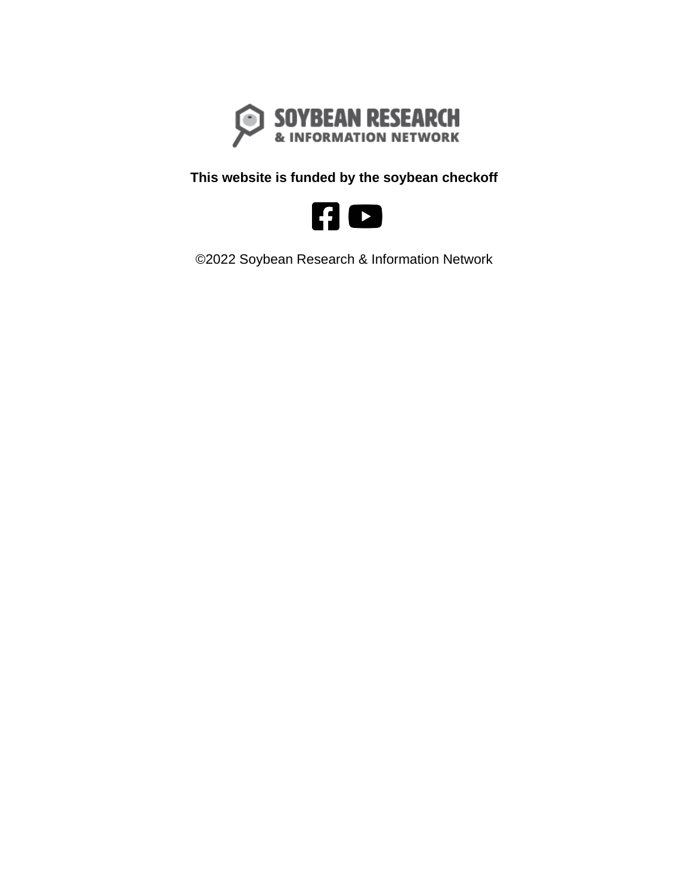SOYBEAN RESEARCH & INFORMATION NETWORK

**This website is funded by the soybean checkoff**

©2022 Soybean Research & Information Network